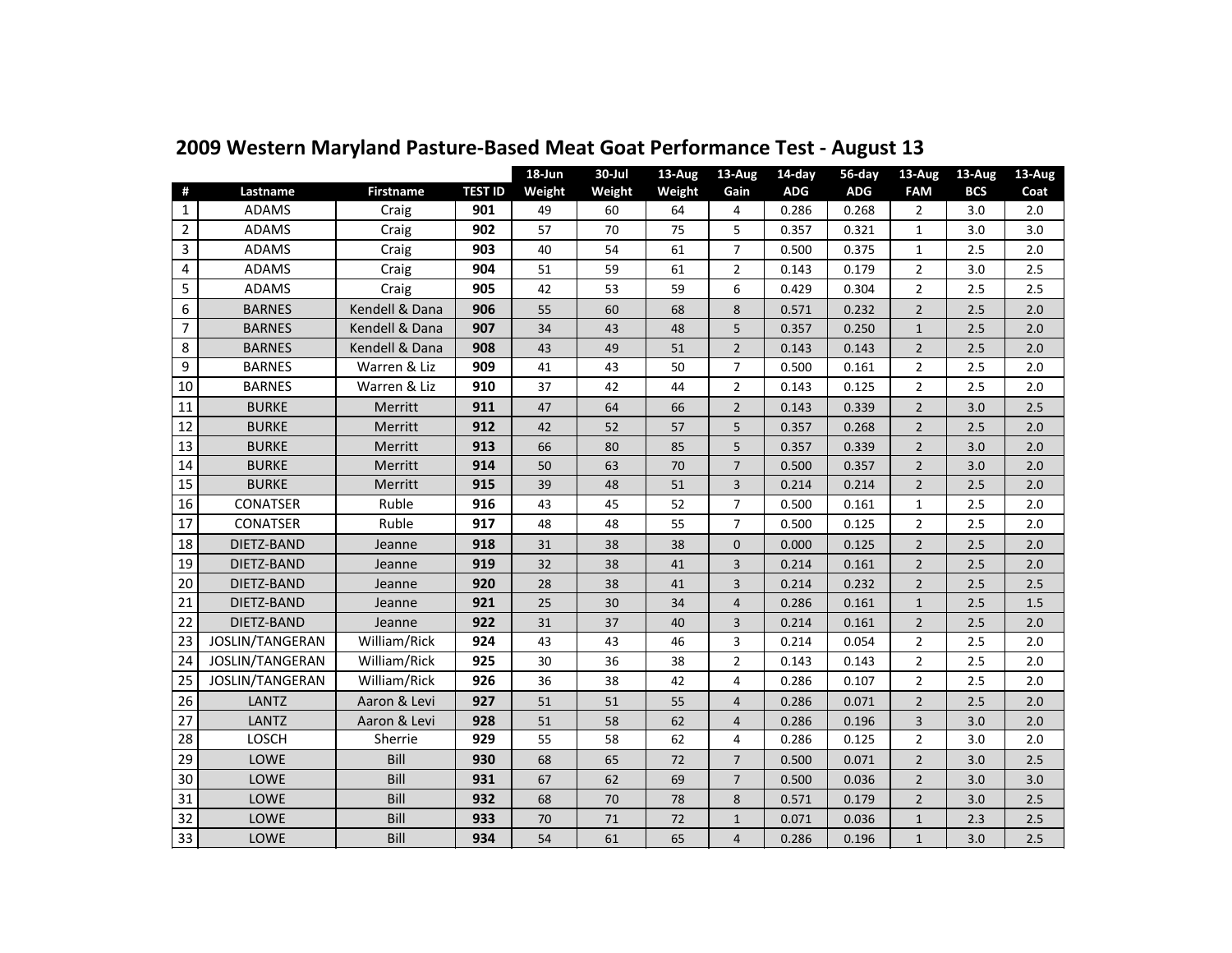# 2009 Western Maryland Pasture-Based Meat Goat Performance Test - August 13

| # | Lastname | Firstname | TEST ID | 18-Jun Weight | 30-Jul Weight | 13-Aug Weight | 13-Aug Gain | 14-day ADG | 56-day ADG | 13-Aug FAM | 13-Aug BCS | 13-Aug Coat |
|---|---|---|---|---|---|---|---|---|---|---|---|---|
| 1 | ADAMS | Craig | **901** | 49 | 60 | 64 | 4 | 0.286 | 0.268 | 2 | 3.0 | 2.0 |
| 2 | ADAMS | Craig | **902** | 57 | 70 | 75 | 5 | 0.357 | 0.321 | 1 | 3.0 | 3.0 |
| 3 | ADAMS | Craig | **903** | 40 | 54 | 61 | 7 | 0.500 | 0.375 | 1 | 2.5 | 2.0 |
| 4 | ADAMS | Craig | **904** | 51 | 59 | 61 | 2 | 0.143 | 0.179 | 2 | 3.0 | 2.5 |
| 5 | ADAMS | Craig | **905** | 42 | 53 | 59 | 6 | 0.429 | 0.304 | 2 | 2.5 | 2.5 |
| 6 | BARNES | Kendell & Dana | **906** | 55 | 60 | 68 | 8 | 0.571 | 0.232 | 2 | 2.5 | 2.0 |
| 7 | BARNES | Kendell & Dana | **907** | 34 | 43 | 48 | 5 | 0.357 | 0.250 | 1 | 2.5 | 2.0 |
| 8 | BARNES | Kendell & Dana | **908** | 43 | 49 | 51 | 2 | 0.143 | 0.143 | 2 | 2.5 | 2.0 |
| 9 | BARNES | Warren & Liz | **909** | 41 | 43 | 50 | 7 | 0.500 | 0.161 | 2 | 2.5 | 2.0 |
| 10 | BARNES | Warren & Liz | **910** | 37 | 42 | 44 | 2 | 0.143 | 0.125 | 2 | 2.5 | 2.0 |
| 11 | BURKE | Merritt | **911** | 47 | 64 | 66 | 2 | 0.143 | 0.339 | 2 | 3.0 | 2.5 |
| 12 | BURKE | Merritt | **912** | 42 | 52 | 57 | 5 | 0.357 | 0.268 | 2 | 2.5 | 2.0 |
| 13 | BURKE | Merritt | **913** | 66 | 80 | 85 | 5 | 0.357 | 0.339 | 2 | 3.0 | 2.0 |
| 14 | BURKE | Merritt | **914** | 50 | 63 | 70 | 7 | 0.500 | 0.357 | 2 | 3.0 | 2.0 |
| 15 | BURKE | Merritt | **915** | 39 | 48 | 51 | 3 | 0.214 | 0.214 | 2 | 2.5 | 2.0 |
| 16 | CONATSER | Ruble | **916** | 43 | 45 | 52 | 7 | 0.500 | 0.161 | 1 | 2.5 | 2.0 |
| 17 | CONATSER | Ruble | **917** | 48 | 48 | 55 | 7 | 0.500 | 0.125 | 2 | 2.5 | 2.0 |
| 18 | DIETZ-BAND | Jeanne | **918** | 31 | 38 | 38 | 0 | 0.000 | 0.125 | 2 | 2.5 | 2.0 |
| 19 | DIETZ-BAND | Jeanne | **919** | 32 | 38 | 41 | 3 | 0.214 | 0.161 | 2 | 2.5 | 2.0 |
| 20 | DIETZ-BAND | Jeanne | **920** | 28 | 38 | 41 | 3 | 0.214 | 0.232 | 2 | 2.5 | 2.5 |
| 21 | DIETZ-BAND | Jeanne | **921** | 25 | 30 | 34 | 4 | 0.286 | 0.161 | 1 | 2.5 | 1.5 |
| 22 | DIETZ-BAND | Jeanne | **922** | 31 | 37 | 40 | 3 | 0.214 | 0.161 | 2 | 2.5 | 2.0 |
| 23 | JOSLIN/TANGERAN | William/Rick | **924** | 43 | 43 | 46 | 3 | 0.214 | 0.054 | 2 | 2.5 | 2.0 |
| 24 | JOSLIN/TANGERAN | William/Rick | **925** | 30 | 36 | 38 | 2 | 0.143 | 0.143 | 2 | 2.5 | 2.0 |
| 25 | JOSLIN/TANGERAN | William/Rick | **926** | 36 | 38 | 42 | 4 | 0.286 | 0.107 | 2 | 2.5 | 2.0 |
| 26 | LANTZ | Aaron & Levi | **927** | 51 | 51 | 55 | 4 | 0.286 | 0.071 | 2 | 2.5 | 2.0 |
| 27 | LANTZ | Aaron & Levi | **928** | 51 | 58 | 62 | 4 | 0.286 | 0.196 | 3 | 3.0 | 2.0 |
| 28 | LOSCH | Sherrie | **929** | 55 | 58 | 62 | 4 | 0.286 | 0.125 | 2 | 3.0 | 2.0 |
| 29 | LOWE | Bill | **930** | 68 | 65 | 72 | 7 | 0.500 | 0.071 | 2 | 3.0 | 2.5 |
| 30 | LOWE | Bill | **931** | 67 | 62 | 69 | 7 | 0.500 | 0.036 | 2 | 3.0 | 3.0 |
| 31 | LOWE | Bill | **932** | 68 | 70 | 78 | 8 | 0.571 | 0.179 | 2 | 3.0 | 2.5 |
| 32 | LOWE | Bill | **933** | 70 | 71 | 72 | 1 | 0.071 | 0.036 | 1 | 2.3 | 2.5 |
| 33 | LOWE | Bill | **934** | 54 | 61 | 65 | 4 | 0.286 | 0.196 | 1 | 3.0 | 2.5 |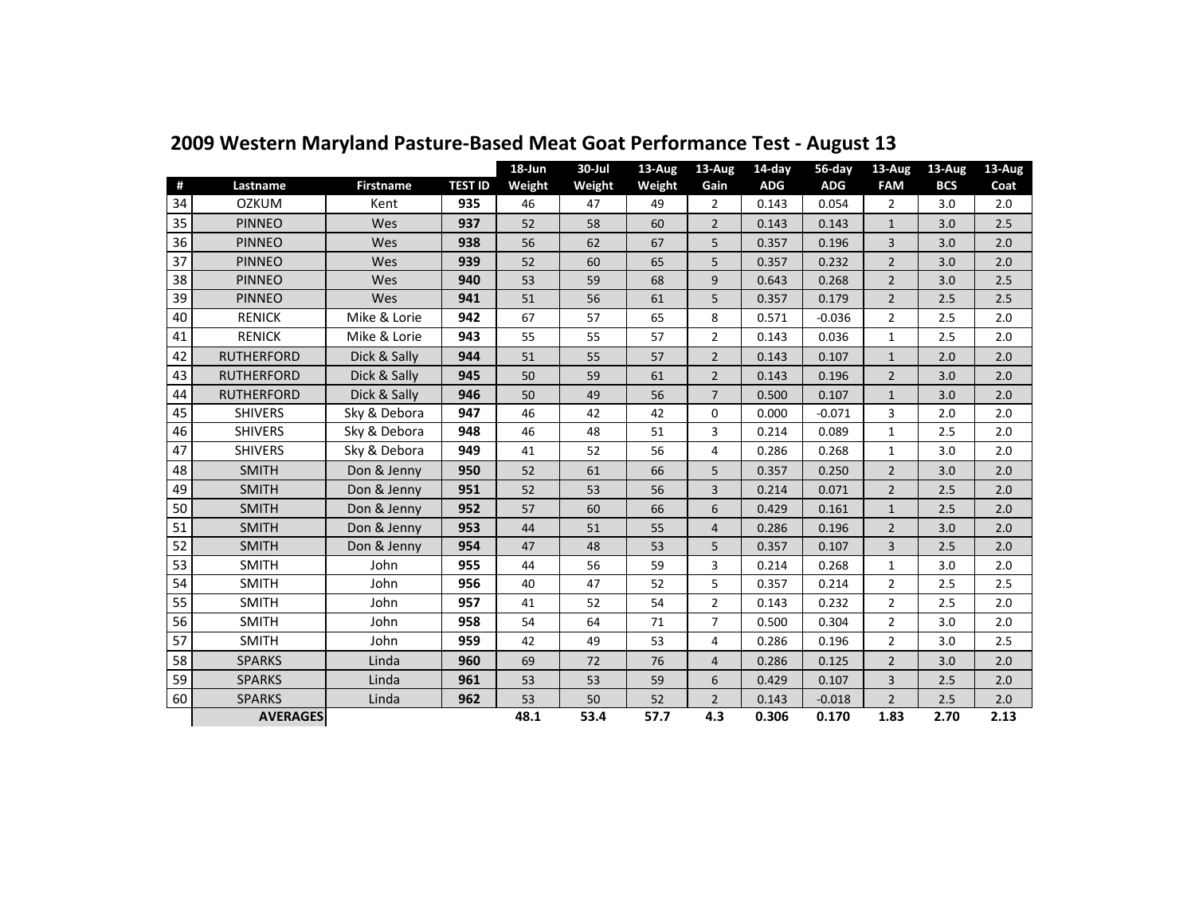## 2009 Western Maryland Pasture-Based Meat Goat Performance Test - August 13

| # | Lastname | Firstname | TEST ID | 18-Jun Weight | 30-Jul Weight | 13-Aug Weight | 13-Aug Gain | 14-day ADG | 56-day ADG | 13-Aug FAM | 13-Aug BCS | 13-Aug Coat |
|---|---|---|---|---|---|---|---|---|---|---|---|---|
| 34 | OZKUM | Kent | 935 | 46 | 47 | 49 | 2 | 0.143 | 0.054 | 2 | 3.0 | 2.0 |
| 35 | PINNEO | Wes | 937 | 52 | 58 | 60 | 2 | 0.143 | 0.143 | 1 | 3.0 | 2.5 |
| 36 | PINNEO | Wes | 938 | 56 | 62 | 67 | 5 | 0.357 | 0.196 | 3 | 3.0 | 2.0 |
| 37 | PINNEO | Wes | 939 | 52 | 60 | 65 | 5 | 0.357 | 0.232 | 2 | 3.0 | 2.0 |
| 38 | PINNEO | Wes | 940 | 53 | 59 | 68 | 9 | 0.643 | 0.268 | 2 | 3.0 | 2.5 |
| 39 | PINNEO | Wes | 941 | 51 | 56 | 61 | 5 | 0.357 | 0.179 | 2 | 2.5 | 2.5 |
| 40 | RENICK | Mike & Lorie | 942 | 67 | 57 | 65 | 8 | 0.571 | -0.036 | 2 | 2.5 | 2.0 |
| 41 | RENICK | Mike & Lorie | 943 | 55 | 55 | 57 | 2 | 0.143 | 0.036 | 1 | 2.5 | 2.0 |
| 42 | RUTHERFORD | Dick & Sally | 944 | 51 | 55 | 57 | 2 | 0.143 | 0.107 | 1 | 2.0 | 2.0 |
| 43 | RUTHERFORD | Dick & Sally | 945 | 50 | 59 | 61 | 2 | 0.143 | 0.196 | 2 | 3.0 | 2.0 |
| 44 | RUTHERFORD | Dick & Sally | 946 | 50 | 49 | 56 | 7 | 0.500 | 0.107 | 1 | 3.0 | 2.0 |
| 45 | SHIVERS | Sky & Debora | 947 | 46 | 42 | 42 | 0 | 0.000 | -0.071 | 3 | 2.0 | 2.0 |
| 46 | SHIVERS | Sky & Debora | 948 | 46 | 48 | 51 | 3 | 0.214 | 0.089 | 1 | 2.5 | 2.0 |
| 47 | SHIVERS | Sky & Debora | 949 | 41 | 52 | 56 | 4 | 0.286 | 0.268 | 1 | 3.0 | 2.0 |
| 48 | SMITH | Don & Jenny | 950 | 52 | 61 | 66 | 5 | 0.357 | 0.250 | 2 | 3.0 | 2.0 |
| 49 | SMITH | Don & Jenny | 951 | 52 | 53 | 56 | 3 | 0.214 | 0.071 | 2 | 2.5 | 2.0 |
| 50 | SMITH | Don & Jenny | 952 | 57 | 60 | 66 | 6 | 0.429 | 0.161 | 1 | 2.5 | 2.0 |
| 51 | SMITH | Don & Jenny | 953 | 44 | 51 | 55 | 4 | 0.286 | 0.196 | 2 | 3.0 | 2.0 |
| 52 | SMITH | Don & Jenny | 954 | 47 | 48 | 53 | 5 | 0.357 | 0.107 | 3 | 2.5 | 2.0 |
| 53 | SMITH | John | 955 | 44 | 56 | 59 | 3 | 0.214 | 0.268 | 1 | 3.0 | 2.0 |
| 54 | SMITH | John | 956 | 40 | 47 | 52 | 5 | 0.357 | 0.214 | 2 | 2.5 | 2.5 |
| 55 | SMITH | John | 957 | 41 | 52 | 54 | 2 | 0.143 | 0.232 | 2 | 2.5 | 2.0 |
| 56 | SMITH | John | 958 | 54 | 64 | 71 | 7 | 0.500 | 0.304 | 2 | 3.0 | 2.0 |
| 57 | SMITH | John | 959 | 42 | 49 | 53 | 4 | 0.286 | 0.196 | 2 | 3.0 | 2.5 |
| 58 | SPARKS | Linda | 960 | 69 | 72 | 76 | 4 | 0.286 | 0.125 | 2 | 3.0 | 2.0 |
| 59 | SPARKS | Linda | 961 | 53 | 53 | 59 | 6 | 0.429 | 0.107 | 3 | 2.5 | 2.0 |
| 60 | SPARKS | Linda | 962 | 53 | 50 | 52 | 2 | 0.143 | -0.018 | 2 | 2.5 | 2.0 |
| | **AVERAGES** | | | **48.1** | **53.4** | **57.7** | **4.3** | **0.306** | **0.170** | **1.83** | **2.70** | **2.13** |